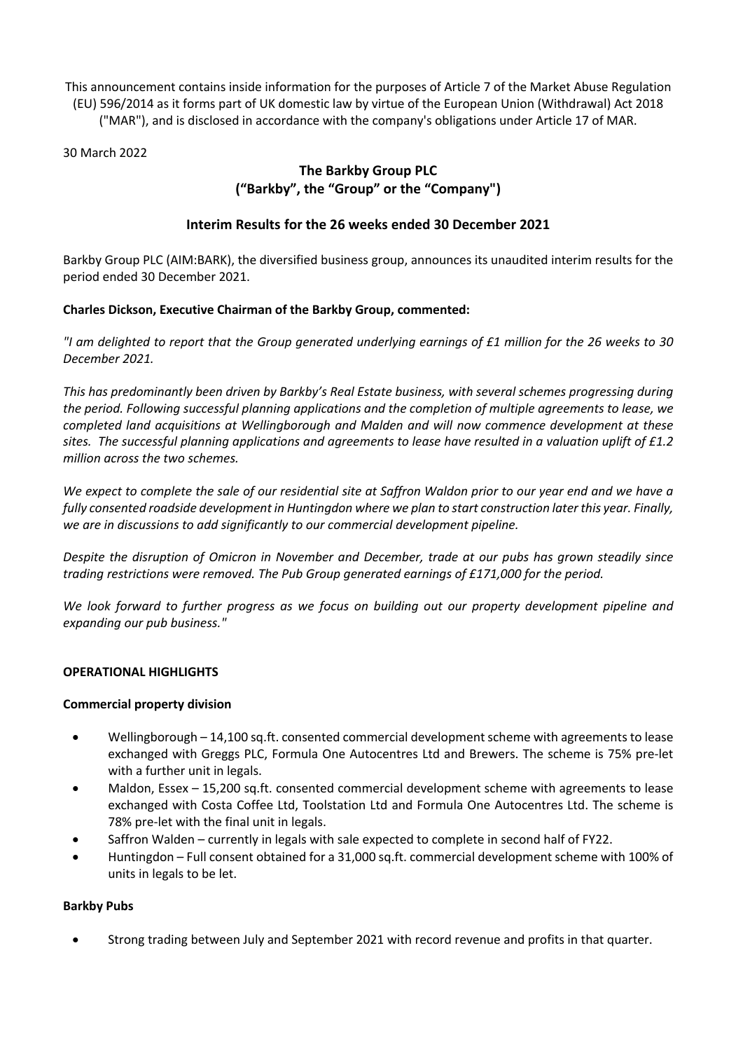This announcement contains inside information for the purposes of Article 7 of the Market Abuse Regulation (EU) 596/2014 as it forms part of UK domestic law by virtue of the European Union (Withdrawal) Act 2018 ("MAR"), and is disclosed in accordance with the company's obligations under Article 17 of MAR.

30 March 2022

# The Barkby Group PLC
# ("Barkby", the "Group" or the "Company")

## Interim Results for the 26 weeks ended 30 December 2021

Barkby Group PLC (AIM:BARK), the diversified business group, announces its unaudited interim results for the period ended 30 December 2021.

**Charles Dickson, Executive Chairman of the Barkby Group, commented:**

*"I am delighted to report that the Group generated underlying earnings of £1 million for the 26 weeks to 30 December 2021.*

*This has predominantly been driven by Barkby's Real Estate business, with several schemes progressing during the period. Following successful planning applications and the completion of multiple agreements to lease, we completed land acquisitions at Wellingborough and Malden and will now commence development at these sites. The successful planning applications and agreements to lease have resulted in a valuation uplift of £1.2 million across the two schemes.*

*We expect to complete the sale of our residential site at Saffron Waldon prior to our year end and we have a fully consented roadside development in Huntingdon where we plan to start construction later this year. Finally, we are in discussions to add significantly to our commercial development pipeline.*

*Despite the disruption of Omicron in November and December, trade at our pubs has grown steadily since trading restrictions were removed. The Pub Group generated earnings of £171,000 for the period.*

*We look forward to further progress as we focus on building out our property development pipeline and expanding our pub business."*

### OPERATIONAL HIGHLIGHTS

**Commercial property division**

- Wellingborough – 14,100 sq.ft. consented commercial development scheme with agreements to lease exchanged with Greggs PLC, Formula One Autocentres Ltd and Brewers. The scheme is 75% pre-let with a further unit in legals.
- Maldon, Essex – 15,200 sq.ft. consented commercial development scheme with agreements to lease exchanged with Costa Coffee Ltd, Toolstation Ltd and Formula One Autocentres Ltd. The scheme is 78% pre-let with the final unit in legals.
- Saffron Walden – currently in legals with sale expected to complete in second half of FY22.
- Huntingdon – Full consent obtained for a 31,000 sq.ft. commercial development scheme with 100% of units in legals to be let.

**Barkby Pubs**

- Strong trading between July and September 2021 with record revenue and profits in that quarter.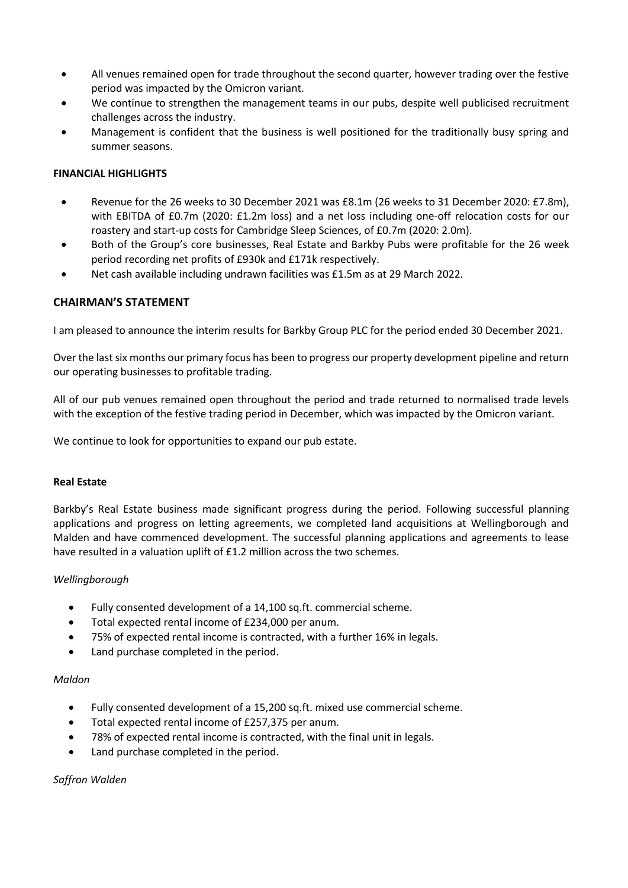- All venues remained open for trade throughout the second quarter, however trading over the festive period was impacted by the Omicron variant.
- We continue to strengthen the management teams in our pubs, despite well publicised recruitment challenges across the industry.
- Management is confident that the business is well positioned for the traditionally busy spring and summer seasons.

**FINANCIAL HIGHLIGHTS**

- Revenue for the 26 weeks to 30 December 2021 was £8.1m (26 weeks to 31 December 2020: £7.8m), with EBITDA of £0.7m (2020: £1.2m loss) and a net loss including one-off relocation costs for our roastery and start-up costs for Cambridge Sleep Sciences, of £0.7m (2020: 2.0m).
- Both of the Group's core businesses, Real Estate and Barkby Pubs were profitable for the 26 week period recording net profits of £930k and £171k respectively.
- Net cash available including undrawn facilities was £1.5m as at 29 March 2022.

## CHAIRMAN'S STATEMENT

I am pleased to announce the interim results for Barkby Group PLC for the period ended 30 December 2021.

Over the last six months our primary focus has been to progress our property development pipeline and return our operating businesses to profitable trading.

All of our pub venues remained open throughout the period and trade returned to normalised trade levels with the exception of the festive trading period in December, which was impacted by the Omicron variant.

We continue to look for opportunities to expand our pub estate.

**Real Estate**

Barkby's Real Estate business made significant progress during the period. Following successful planning applications and progress on letting agreements, we completed land acquisitions at Wellingborough and Malden and have commenced development. The successful planning applications and agreements to lease have resulted in a valuation uplift of £1.2 million across the two schemes.

*Wellingborough*

- Fully consented development of a 14,100 sq.ft. commercial scheme.
- Total expected rental income of £234,000 per anum.
- 75% of expected rental income is contracted, with a further 16% in legals.
- Land purchase completed in the period.

*Maldon*

- Fully consented development of a 15,200 sq.ft. mixed use commercial scheme.
- Total expected rental income of £257,375 per anum.
- 78% of expected rental income is contracted, with the final unit in legals.
- Land purchase completed in the period.

*Saffron Walden*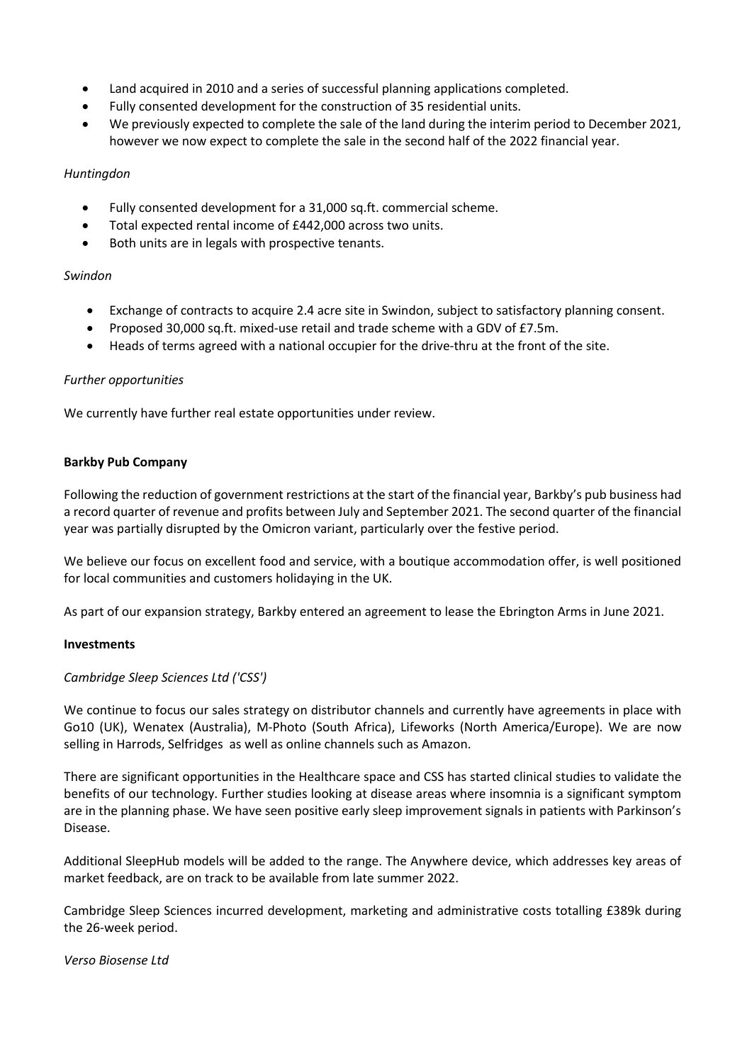- Land acquired in 2010 and a series of successful planning applications completed.
- Fully consented development for the construction of 35 residential units.
- We previously expected to complete the sale of the land during the interim period to December 2021, however we now expect to complete the sale in the second half of the 2022 financial year.

*Huntingdon*

- Fully consented development for a 31,000 sq.ft. commercial scheme.
- Total expected rental income of £442,000 across two units.
- Both units are in legals with prospective tenants.

*Swindon*

- Exchange of contracts to acquire 2.4 acre site in Swindon, subject to satisfactory planning consent.
- Proposed 30,000 sq.ft. mixed-use retail and trade scheme with a GDV of £7.5m.
- Heads of terms agreed with a national occupier for the drive-thru at the front of the site.

*Further opportunities*

We currently have further real estate opportunities under review.

**Barkby Pub Company**

Following the reduction of government restrictions at the start of the financial year, Barkby's pub business had a record quarter of revenue and profits between July and September 2021. The second quarter of the financial year was partially disrupted by the Omicron variant, particularly over the festive period.

We believe our focus on excellent food and service, with a boutique accommodation offer, is well positioned for local communities and customers holidaying in the UK.

As part of our expansion strategy, Barkby entered an agreement to lease the Ebrington Arms in June 2021.

**Investments**

*Cambridge Sleep Sciences Ltd ('CSS')*

We continue to focus our sales strategy on distributor channels and currently have agreements in place with Go10 (UK), Wenatex (Australia), M-Photo (South Africa), Lifeworks (North America/Europe). We are now selling in Harrods, Selfridges as well as online channels such as Amazon.

There are significant opportunities in the Healthcare space and CSS has started clinical studies to validate the benefits of our technology. Further studies looking at disease areas where insomnia is a significant symptom are in the planning phase. We have seen positive early sleep improvement signals in patients with Parkinson's Disease.

Additional SleepHub models will be added to the range. The Anywhere device, which addresses key areas of market feedback, are on track to be available from late summer 2022.

Cambridge Sleep Sciences incurred development, marketing and administrative costs totalling £389k during the 26-week period.

*Verso Biosense Ltd*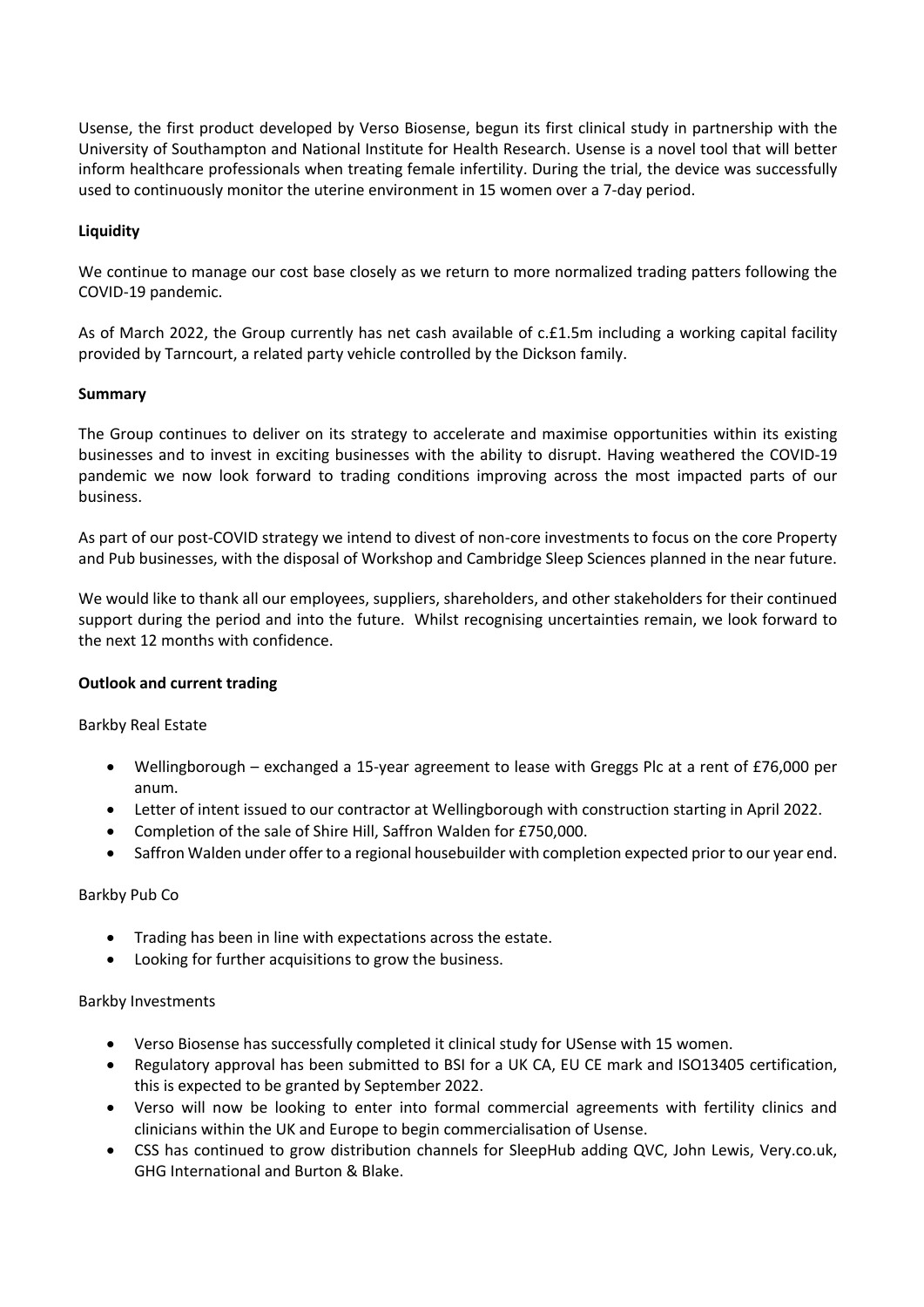Usense, the first product developed by Verso Biosense, begun its first clinical study in partnership with the University of Southampton and National Institute for Health Research. Usense is a novel tool that will better inform healthcare professionals when treating female infertility. During the trial, the device was successfully used to continuously monitor the uterine environment in 15 women over a 7-day period.

**Liquidity**

We continue to manage our cost base closely as we return to more normalized trading patters following the COVID-19 pandemic.

As of March 2022, the Group currently has net cash available of c.£1.5m including a working capital facility provided by Tarncourt, a related party vehicle controlled by the Dickson family.

**Summary**

The Group continues to deliver on its strategy to accelerate and maximise opportunities within its existing businesses and to invest in exciting businesses with the ability to disrupt. Having weathered the COVID-19 pandemic we now look forward to trading conditions improving across the most impacted parts of our business.

As part of our post-COVID strategy we intend to divest of non-core investments to focus on the core Property and Pub businesses, with the disposal of Workshop and Cambridge Sleep Sciences planned in the near future.

We would like to thank all our employees, suppliers, shareholders, and other stakeholders for their continued support during the period and into the future. Whilst recognising uncertainties remain, we look forward to the next 12 months with confidence.

**Outlook and current trading**

Barkby Real Estate

- Wellingborough – exchanged a 15-year agreement to lease with Greggs Plc at a rent of £76,000 per anum.
- Letter of intent issued to our contractor at Wellingborough with construction starting in April 2022.
- Completion of the sale of Shire Hill, Saffron Walden for £750,000.
- Saffron Walden under offer to a regional housebuilder with completion expected prior to our year end.

Barkby Pub Co

- Trading has been in line with expectations across the estate.
- Looking for further acquisitions to grow the business.

Barkby Investments

- Verso Biosense has successfully completed it clinical study for USense with 15 women.
- Regulatory approval has been submitted to BSI for a UK CA, EU CE mark and ISO13405 certification, this is expected to be granted by September 2022.
- Verso will now be looking to enter into formal commercial agreements with fertility clinics and clinicians within the UK and Europe to begin commercialisation of Usense.
- CSS has continued to grow distribution channels for SleepHub adding QVC, John Lewis, Very.co.uk, GHG International and Burton & Blake.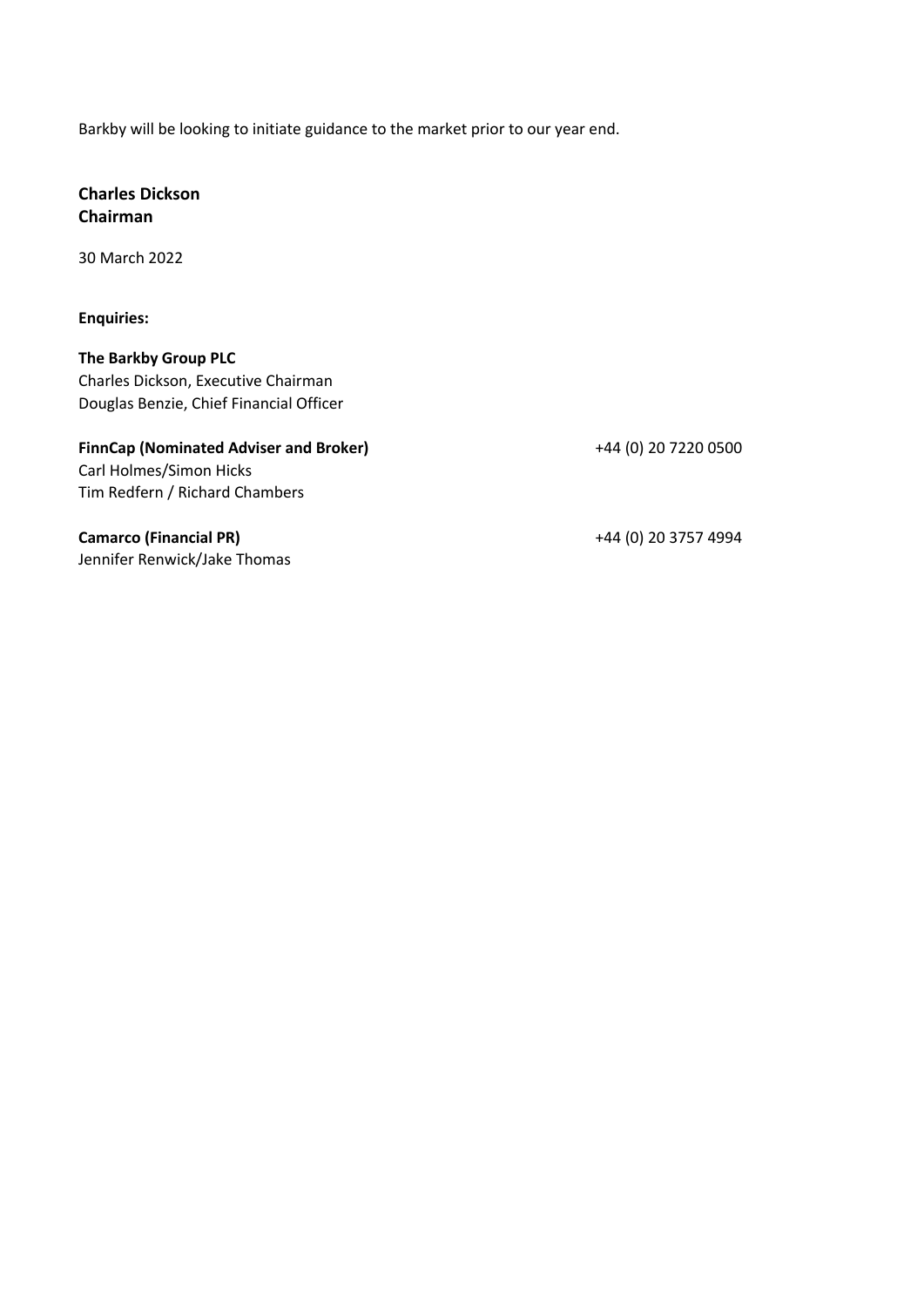Barkby will be looking to initiate guidance to the market prior to our year end.

**Charles Dickson**
**Chairman**

30 March 2022

**Enquiries:**

**The Barkby Group PLC**
Charles Dickson, Executive Chairman
Douglas Benzie, Chief Financial Officer

**FinnCap (Nominated Adviser and Broker)** +44 (0) 20 7220 0500
Carl Holmes/Simon Hicks
Tim Redfern / Richard Chambers

**Camarco (Financial PR)** +44 (0) 20 3757 4994
Jennifer Renwick/Jake Thomas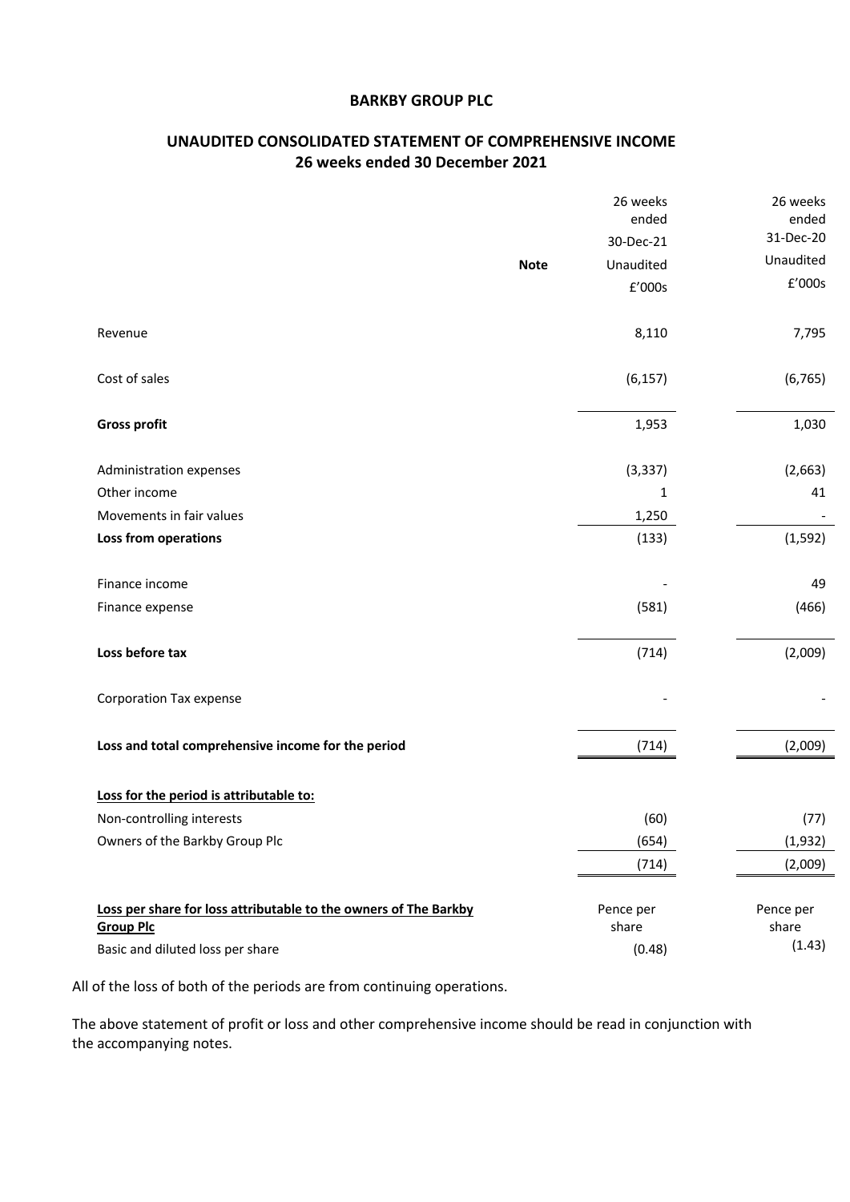# BARKBY GROUP PLC

## UNAUDITED CONSOLIDATED STATEMENT OF COMPREHENSIVE INCOME
## 26 weeks ended 30 December 2021

| | Note | 26 weeks ended 30-Dec-21 Unaudited £'000s | 26 weeks ended 31-Dec-20 Unaudited £'000s |
|---|---|---|---|
| Revenue | | 8,110 | 7,795 |
| Cost of sales | | (6,157) | (6,765) |
| **Gross profit** | | 1,953 | 1,030 |
| Administration expenses | | (3,337) | (2,663) |
| Other income | | 1 | 41 |
| Movements in fair values | | 1,250 | - |
| **Loss from operations** | | (133) | (1,592) |
| Finance income | | - | 49 |
| Finance expense | | (581) | (466) |
| **Loss before tax** | | (714) | (2,009) |
| Corporation Tax expense | | - | - |
| **Loss and total comprehensive income for the period** | | (714) | (2,009) |
| **Loss for the period is attributable to:** | | | |
| Non-controlling interests | | (60) | (77) |
| Owners of the Barkby Group Plc | | (654) | (1,932) |
| | | (714) | (2,009) |
| **Loss per share for loss attributable to the owners of The Barkby Group Plc** | | Pence per share | Pence per share |
| Basic and diluted loss per share | | (0.48) | (1.43) |

All of the loss of both of the periods are from continuing operations.

The above statement of profit or loss and other comprehensive income should be read in conjunction with the accompanying notes.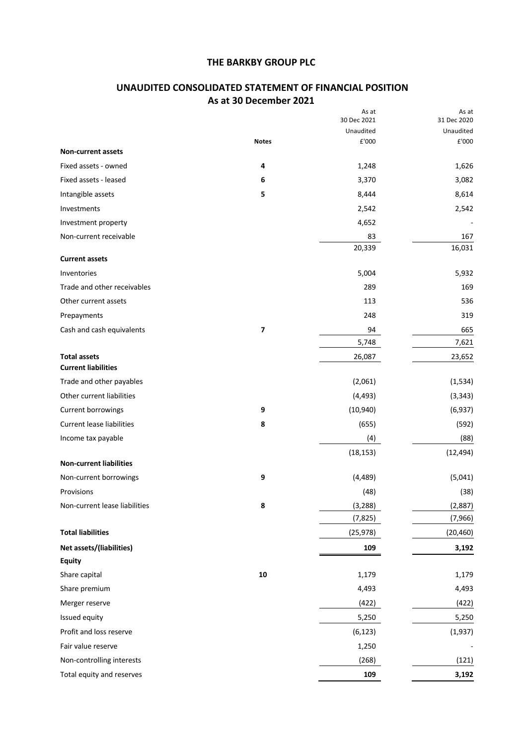## THE BARKBY GROUP PLC

## UNAUDITED CONSOLIDATED STATEMENT OF FINANCIAL POSITION
### As at 30 December 2021

| | Notes | As at 30 Dec 2021 Unaudited £'000 | As at 31 Dec 2020 Unaudited £'000 |
|---|---|---|---|
| **Non-current assets** | | | |
| Fixed assets - owned | 4 | 1,248 | 1,626 |
| Fixed assets - leased | 6 | 3,370 | 3,082 |
| Intangible assets | 5 | 8,444 | 8,614 |
| Investments | | 2,542 | 2,542 |
| Investment property | | 4,652 | - |
| Non-current receivable | | 83 | 167 |
| | | 20,339 | 16,031 |
| **Current assets** | | | |
| Inventories | | 5,004 | 5,932 |
| Trade and other receivables | | 289 | 169 |
| Other current assets | | 113 | 536 |
| Prepayments | | 248 | 319 |
| Cash and cash equivalents | 7 | 94 | 665 |
| | | 5,748 | 7,621 |
| **Total assets** | | 26,087 | 23,652 |
| **Current liabilities** | | | |
| Trade and other payables | | (2,061) | (1,534) |
| Other current liabilities | | (4,493) | (3,343) |
| Current borrowings | 9 | (10,940) | (6,937) |
| Current lease liabilities | 8 | (655) | (592) |
| Income tax payable | | (4) | (88) |
| | | (18,153) | (12,494) |
| **Non-current liabilities** | | | |
| Non-current borrowings | 9 | (4,489) | (5,041) |
| Provisions | | (48) | (38) |
| Non-current lease liabilities | 8 | (3,288) | (2,887) |
| | | (7,825) | (7,966) |
| **Total liabilities** | | (25,978) | (20,460) |
| **Net assets/(liabilities)** | | **109** | **3,192** |
| **Equity** | | | |
| Share capital | 10 | 1,179 | 1,179 |
| Share premium | | 4,493 | 4,493 |
| Merger reserve | | (422) | (422) |
| Issued equity | | 5,250 | 5,250 |
| Profit and loss reserve | | (6,123) | (1,937) |
| Fair value reserve | | 1,250 | - |
| Non-controlling interests | | (268) | (121) |
| Total equity and reserves | | **109** | **3,192** |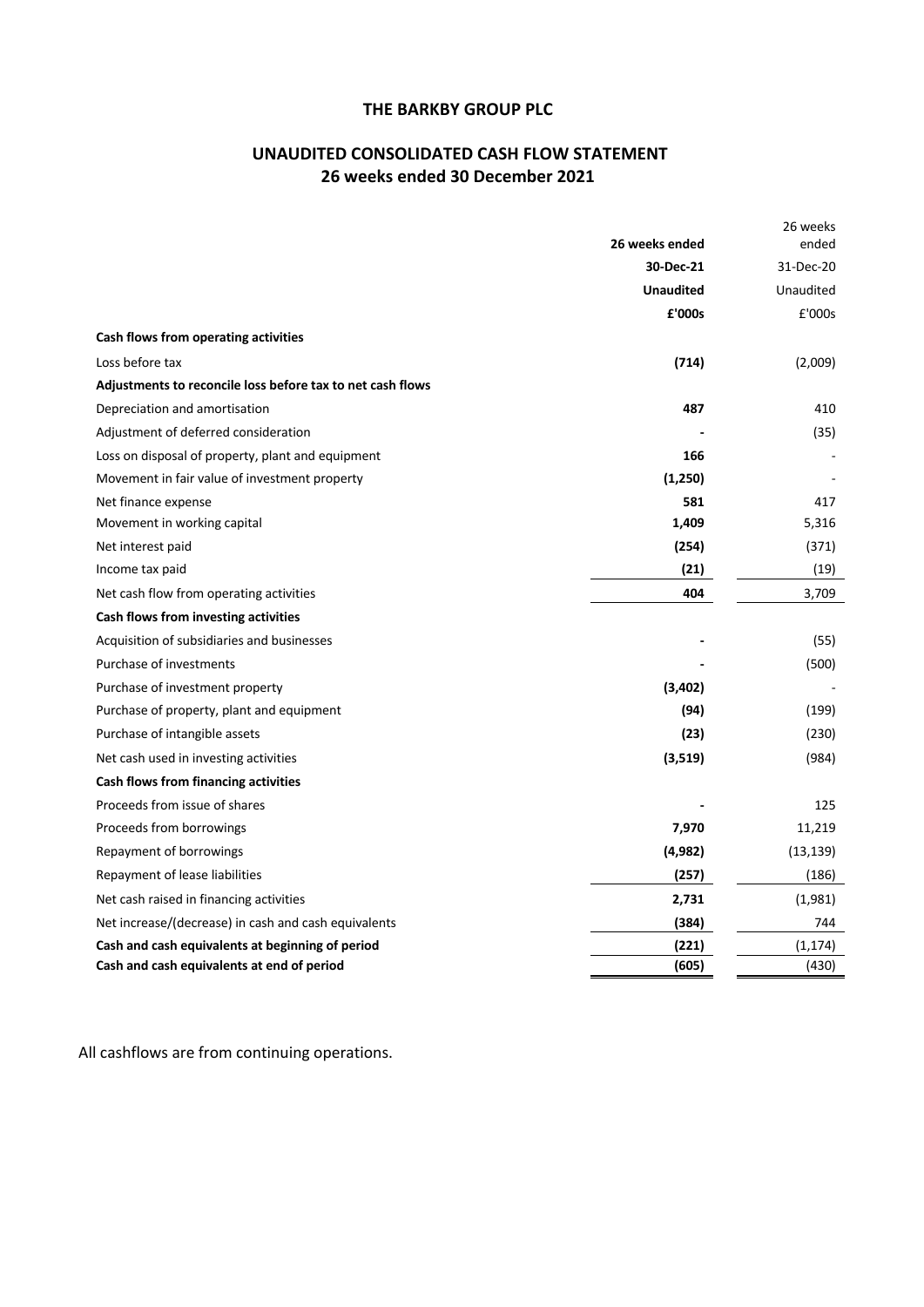# THE BARKBY GROUP PLC

## UNAUDITED CONSOLIDATED CASH FLOW STATEMENT
## 26 weeks ended 30 December 2021

| | 26 weeks ended | 26 weeks ended |
|---|---|---|
| | 30-Dec-21 | 31-Dec-20 |
| | Unaudited | Unaudited |
| | £'000s | £'000s |
| **Cash flows from operating activities** | | |
| Loss before tax | **(714)** | (2,009) |
| **Adjustments to reconcile loss before tax to net cash flows** | | |
| Depreciation and amortisation | **487** | 410 |
| Adjustment of deferred consideration | **-** | (35) |
| Loss on disposal of property, plant and equipment | **166** | - |
| Movement in fair value of investment property | **(1,250)** | - |
| Net finance expense | **581** | 417 |
| Movement in working capital | **1,409** | 5,316 |
| Net interest paid | **(254)** | (371) |
| Income tax paid | **(21)** | (19) |
| Net cash flow from operating activities | **404** | 3,709 |
| **Cash flows from investing activities** | | |
| Acquisition of subsidiaries and businesses | **-** | (55) |
| Purchase of investments | **-** | (500) |
| Purchase of investment property | **(3,402)** | - |
| Purchase of property, plant and equipment | **(94)** | (199) |
| Purchase of intangible assets | **(23)** | (230) |
| Net cash used in investing activities | **(3,519)** | (984) |
| **Cash flows from financing activities** | | |
| Proceeds from issue of shares | **-** | 125 |
| Proceeds from borrowings | **7,970** | 11,219 |
| Repayment of borrowings | **(4,982)** | (13,139) |
| Repayment of lease liabilities | **(257)** | (186) |
| Net cash raised in financing activities | **2,731** | (1,981) |
| Net increase/(decrease) in cash and cash equivalents | **(384)** | 744 |
| **Cash and cash equivalents at beginning of period** | **(221)** | (1,174) |
| **Cash and cash equivalents at end of period** | **(605)** | (430) |

All cashflows are from continuing operations.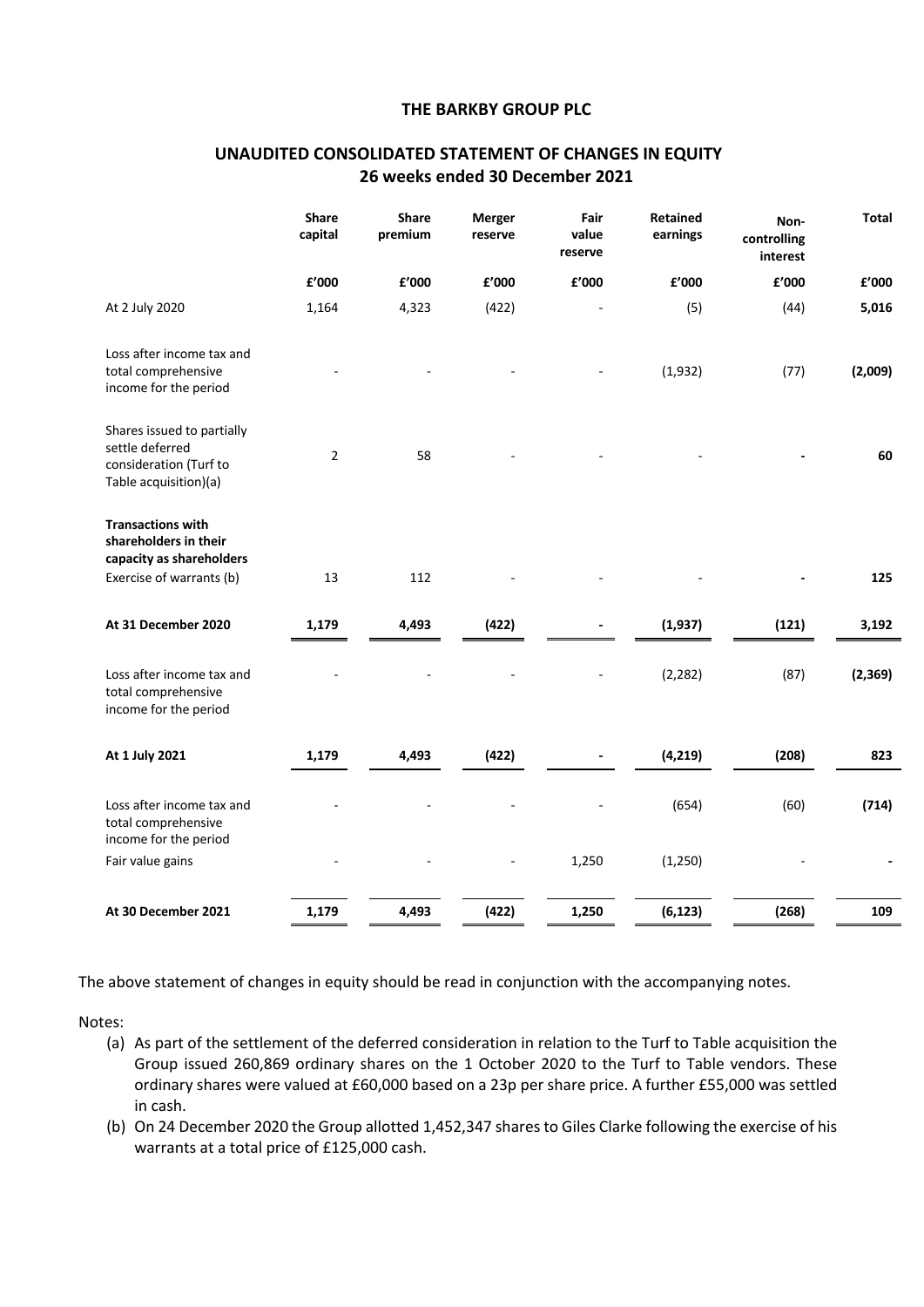# THE BARKBY GROUP PLC

## UNAUDITED CONSOLIDATED STATEMENT OF CHANGES IN EQUITY
## 26 weeks ended 30 December 2021

| | Share capital | Share premium | Merger reserve | Fair value reserve | Retained earnings | Non-controlling interest | Total |
|---|---|---|---|---|---|---|---|
| | £'000 | £'000 | £'000 | £'000 | £'000 | £'000 | £'000 |
| At 2 July 2020 | 1,164 | 4,323 | (422) | - | (5) | (44) | **5,016** |
| Loss after income tax and total comprehensive income for the period | - | - | - | - | (1,932) | (77) | **(2,009)** |
| Shares issued to partially settle deferred consideration (Turf to Table acquisition)(a) | 2 | 58 | - | - | - | **-** | **60** |
| **Transactions with shareholders in their capacity as shareholders** | | | | | | | |
| Exercise of warrants (b) | 13 | 112 | - | - | - | **-** | **125** |
| **At 31 December 2020** | **1,179** | **4,493** | **(422)** | **-** | **(1,937)** | **(121)** | **3,192** |
| Loss after income tax and total comprehensive income for the period | - | - | - | - | (2,282) | (87) | **(2,369)** |
| **At 1 July 2021** | **1,179** | **4,493** | **(422)** | **-** | **(4,219)** | **(208)** | **823** |
| Loss after income tax and total comprehensive income for the period | - | - | - | - | (654) | (60) | **(714)** |
| Fair value gains | - | - | - | 1,250 | (1,250) | - | **-** |
| **At 30 December 2021** | **1,179** | **4,493** | **(422)** | **1,250** | **(6,123)** | **(268)** | **109** |

The above statement of changes in equity should be read in conjunction with the accompanying notes.

Notes:

(a) As part of the settlement of the deferred consideration in relation to the Turf to Table acquisition the Group issued 260,869 ordinary shares on the 1 October 2020 to the Turf to Table vendors. These ordinary shares were valued at £60,000 based on a 23p per share price. A further £55,000 was settled in cash.

(b) On 24 December 2020 the Group allotted 1,452,347 shares to Giles Clarke following the exercise of his warrants at a total price of £125,000 cash.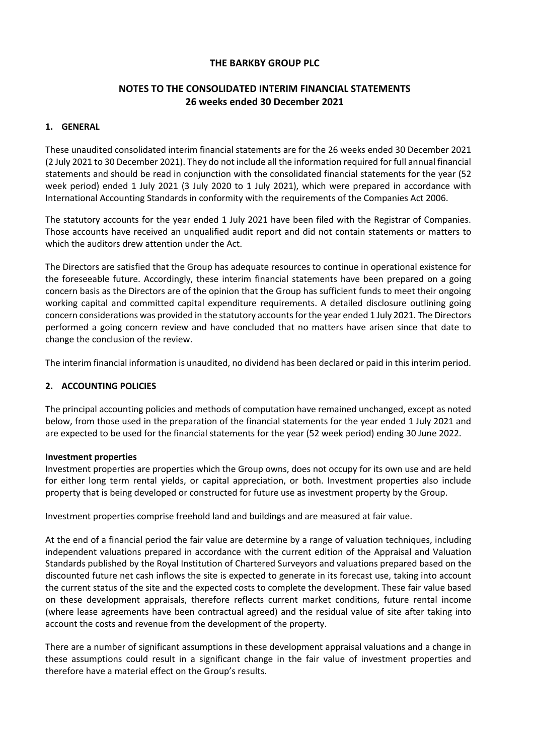# THE BARKBY GROUP PLC

## NOTES TO THE CONSOLIDATED INTERIM FINANCIAL STATEMENTS
## 26 weeks ended 30 December 2021

### 1. GENERAL

These unaudited consolidated interim financial statements are for the 26 weeks ended 30 December 2021 (2 July 2021 to 30 December 2021). They do not include all the information required for full annual financial statements and should be read in conjunction with the consolidated financial statements for the year (52 week period) ended 1 July 2021 (3 July 2020 to 1 July 2021), which were prepared in accordance with International Accounting Standards in conformity with the requirements of the Companies Act 2006.

The statutory accounts for the year ended 1 July 2021 have been filed with the Registrar of Companies. Those accounts have received an unqualified audit report and did not contain statements or matters to which the auditors drew attention under the Act.

The Directors are satisfied that the Group has adequate resources to continue in operational existence for the foreseeable future. Accordingly, these interim financial statements have been prepared on a going concern basis as the Directors are of the opinion that the Group has sufficient funds to meet their ongoing working capital and committed capital expenditure requirements. A detailed disclosure outlining going concern considerations was provided in the statutory accounts for the year ended 1 July 2021. The Directors performed a going concern review and have concluded that no matters have arisen since that date to change the conclusion of the review.

The interim financial information is unaudited, no dividend has been declared or paid in this interim period.

### 2. ACCOUNTING POLICIES

The principal accounting policies and methods of computation have remained unchanged, except as noted below, from those used in the preparation of the financial statements for the year ended 1 July 2021 and are expected to be used for the financial statements for the year (52 week period) ending 30 June 2022.

**Investment properties**

Investment properties are properties which the Group owns, does not occupy for its own use and are held for either long term rental yields, or capital appreciation, or both. Investment properties also include property that is being developed or constructed for future use as investment property by the Group.

Investment properties comprise freehold land and buildings and are measured at fair value.

At the end of a financial period the fair value are determine by a range of valuation techniques, including independent valuations prepared in accordance with the current edition of the Appraisal and Valuation Standards published by the Royal Institution of Chartered Surveyors and valuations prepared based on the discounted future net cash inflows the site is expected to generate in its forecast use, taking into account the current status of the site and the expected costs to complete the development. These fair value based on these development appraisals, therefore reflects current market conditions, future rental income (where lease agreements have been contractual agreed) and the residual value of site after taking into account the costs and revenue from the development of the property.

There are a number of significant assumptions in these development appraisal valuations and a change in these assumptions could result in a significant change in the fair value of investment properties and therefore have a material effect on the Group's results.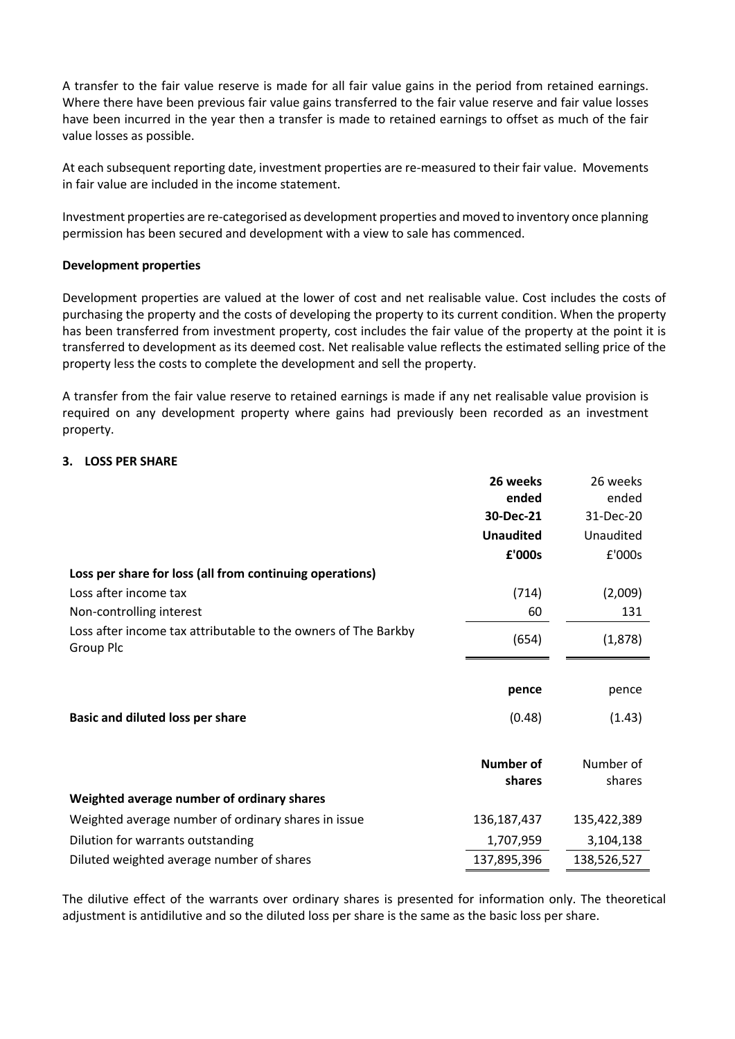A transfer to the fair value reserve is made for all fair value gains in the period from retained earnings. Where there have been previous fair value gains transferred to the fair value reserve and fair value losses have been incurred in the year then a transfer is made to retained earnings to offset as much of the fair value losses as possible.

At each subsequent reporting date, investment properties are re-measured to their fair value. Movements in fair value are included in the income statement.

Investment properties are re-categorised as development properties and moved to inventory once planning permission has been secured and development with a view to sale has commenced.

**Development properties**

Development properties are valued at the lower of cost and net realisable value. Cost includes the costs of purchasing the property and the costs of developing the property to its current condition. When the property has been transferred from investment property, cost includes the fair value of the property at the point it is transferred to development as its deemed cost. Net realisable value reflects the estimated selling price of the property less the costs to complete the development and sell the property.

A transfer from the fair value reserve to retained earnings is made if any net realisable value provision is required on any development property where gains had previously been recorded as an investment property.

## 3. LOSS PER SHARE

| | **26 weeks ended 30-Dec-21 Unaudited £'000s** | 26 weeks ended 31-Dec-20 Unaudited £'000s |
|---|---|---|
| **Loss per share for loss (all from continuing operations)** | | |
| Loss after income tax | (714) | (2,009) |
| Non-controlling interest | 60 | 131 |
| Loss after income tax attributable to the owners of The Barkby Group Plc | (654) | (1,878) |
| | **pence** | pence |
| **Basic and diluted loss per share** | (0.48) | (1.43) |
| | **Number of shares** | Number of shares |
| **Weighted average number of ordinary shares** | | |
| Weighted average number of ordinary shares in issue | 136,187,437 | 135,422,389 |
| Dilution for warrants outstanding | 1,707,959 | 3,104,138 |
| Diluted weighted average number of shares | 137,895,396 | 138,526,527 |

The dilutive effect of the warrants over ordinary shares is presented for information only. The theoretical adjustment is antidilutive and so the diluted loss per share is the same as the basic loss per share.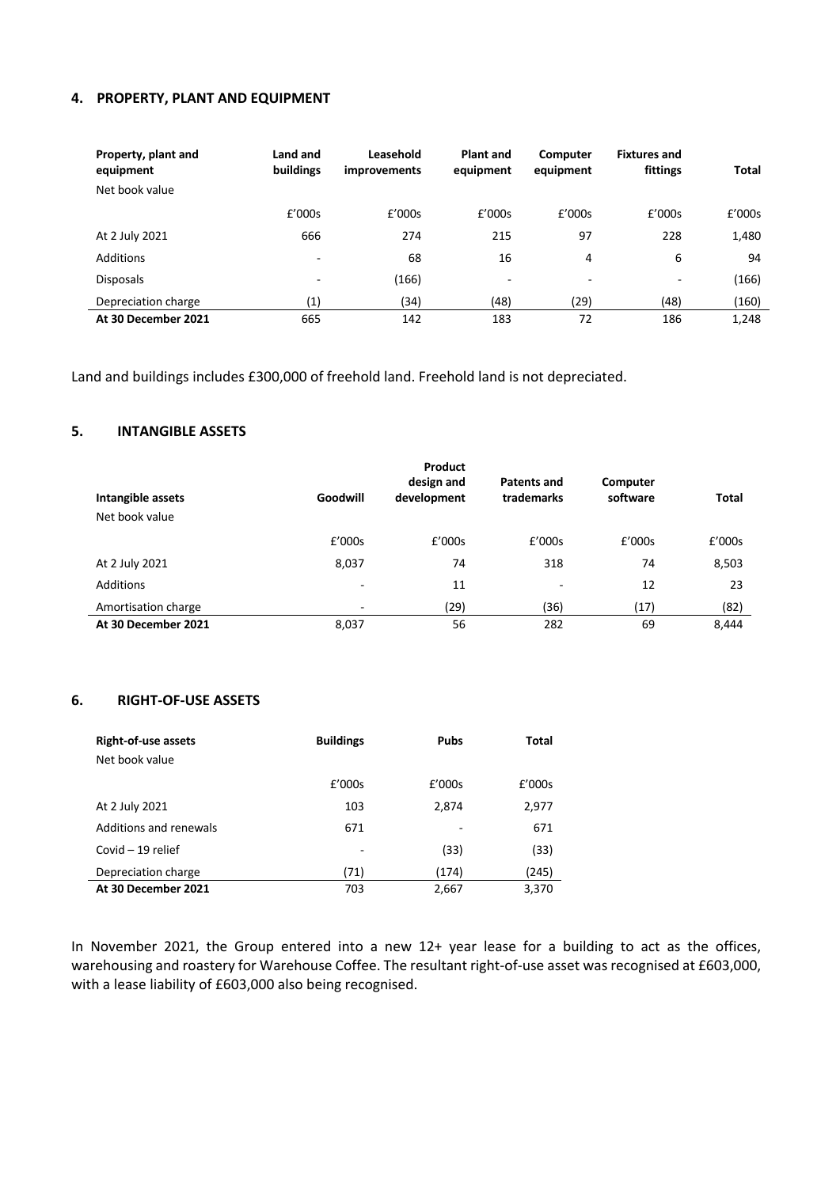## 4. PROPERTY, PLANT AND EQUIPMENT

| Property, plant and equipment<br>Net book value | Land and buildings | Leasehold improvements | Plant and equipment | Computer equipment | Fixtures and fittings | Total |
|---|---|---|---|---|---|---|
| | £'000s | £'000s | £'000s | £'000s | £'000s | £'000s |
| At 2 July 2021 | 666 | 274 | 215 | 97 | 228 | 1,480 |
| Additions | - | 68 | 16 | 4 | 6 | 94 |
| Disposals | - | (166) | - | - | - | (166) |
| Depreciation charge | (1) | (34) | (48) | (29) | (48) | (160) |
| **At 30 December 2021** | 665 | 142 | 183 | 72 | 186 | 1,248 |

Land and buildings includes £300,000 of freehold land. Freehold land is not depreciated.

## 5. INTANGIBLE ASSETS

| Intangible assets<br>Net book value | Goodwill | Product design and development | Patents and trademarks | Computer software | Total |
|---|---|---|---|---|---|
| | £'000s | £'000s | £'000s | £'000s | £'000s |
| At 2 July 2021 | 8,037 | 74 | 318 | 74 | 8,503 |
| Additions | - | 11 | - | 12 | 23 |
| Amortisation charge | - | (29) | (36) | (17) | (82) |
| **At 30 December 2021** | 8,037 | 56 | 282 | 69 | 8,444 |

## 6. RIGHT-OF-USE ASSETS

| Right-of-use assets<br>Net book value | Buildings | Pubs | Total |
|---|---|---|---|
| | £'000s | £'000s | £'000s |
| At 2 July 2021 | 103 | 2,874 | 2,977 |
| Additions and renewals | 671 | - | 671 |
| Covid – 19 relief | - | (33) | (33) |
| Depreciation charge | (71) | (174) | (245) |
| **At 30 December 2021** | 703 | 2,667 | 3,370 |

In November 2021, the Group entered into a new 12+ year lease for a building to act as the offices, warehousing and roastery for Warehouse Coffee. The resultant right-of-use asset was recognised at £603,000, with a lease liability of £603,000 also being recognised.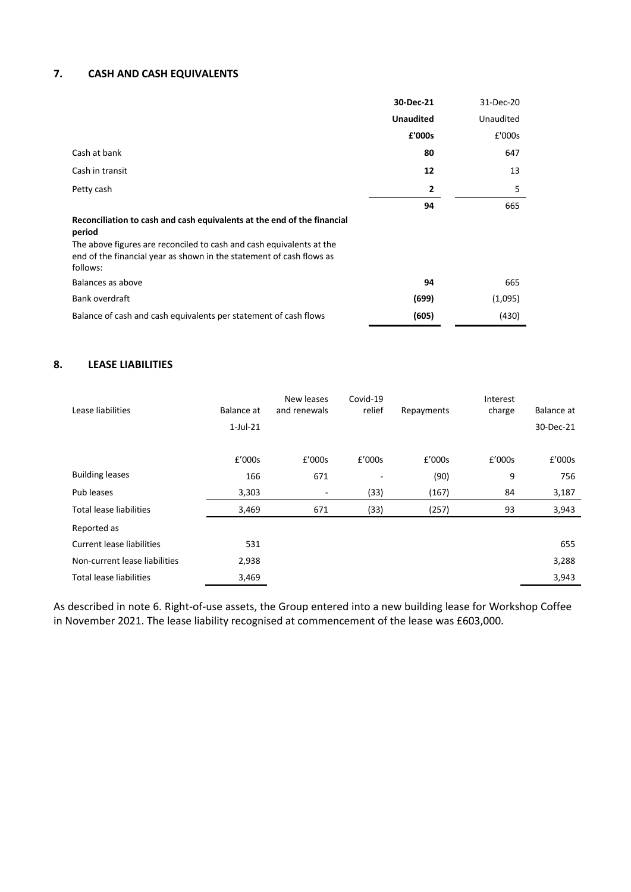## 7. CASH AND CASH EQUIVALENTS

| | 30-Dec-21 | 31-Dec-20 |
|---|---|---|
| | **Unaudited** | Unaudited |
| | **£'000s** | £'000s |
| Cash at bank | **80** | 647 |
| Cash in transit | **12** | 13 |
| Petty cash | **2** | 5 |
| | **94** | 665 |
| **Reconciliation to cash and cash equivalents at the end of the financial period** | | |
| The above figures are reconciled to cash and cash equivalents at the end of the financial year as shown in the statement of cash flows as follows: | | |
| Balances as above | **94** | 665 |
| Bank overdraft | **(699)** | (1,095) |
| Balance of cash and cash equivalents per statement of cash flows | **(605)** | (430) |

## 8. LEASE LIABILITIES

| Lease liabilities | Balance at 1-Jul-21 | New leases and renewals | Covid-19 relief | Repayments | Interest charge | Balance at 30-Dec-21 |
|---|---|---|---|---|---|---|
| | £'000s | £'000s | £'000s | £'000s | £'000s | £'000s |
| Building leases | 166 | 671 | - | (90) | 9 | 756 |
| Pub leases | 3,303 | - | (33) | (167) | 84 | 3,187 |
| Total lease liabilities | 3,469 | 671 | (33) | (257) | 93 | 3,943 |
| Reported as | | | | | | |
| Current lease liabilities | 531 | | | | | 655 |
| Non-current lease liabilities | 2,938 | | | | | 3,288 |
| Total lease liabilities | 3,469 | | | | | 3,943 |

As described in note 6. Right-of-use assets, the Group entered into a new building lease for Workshop Coffee in November 2021. The lease liability recognised at commencement of the lease was £603,000.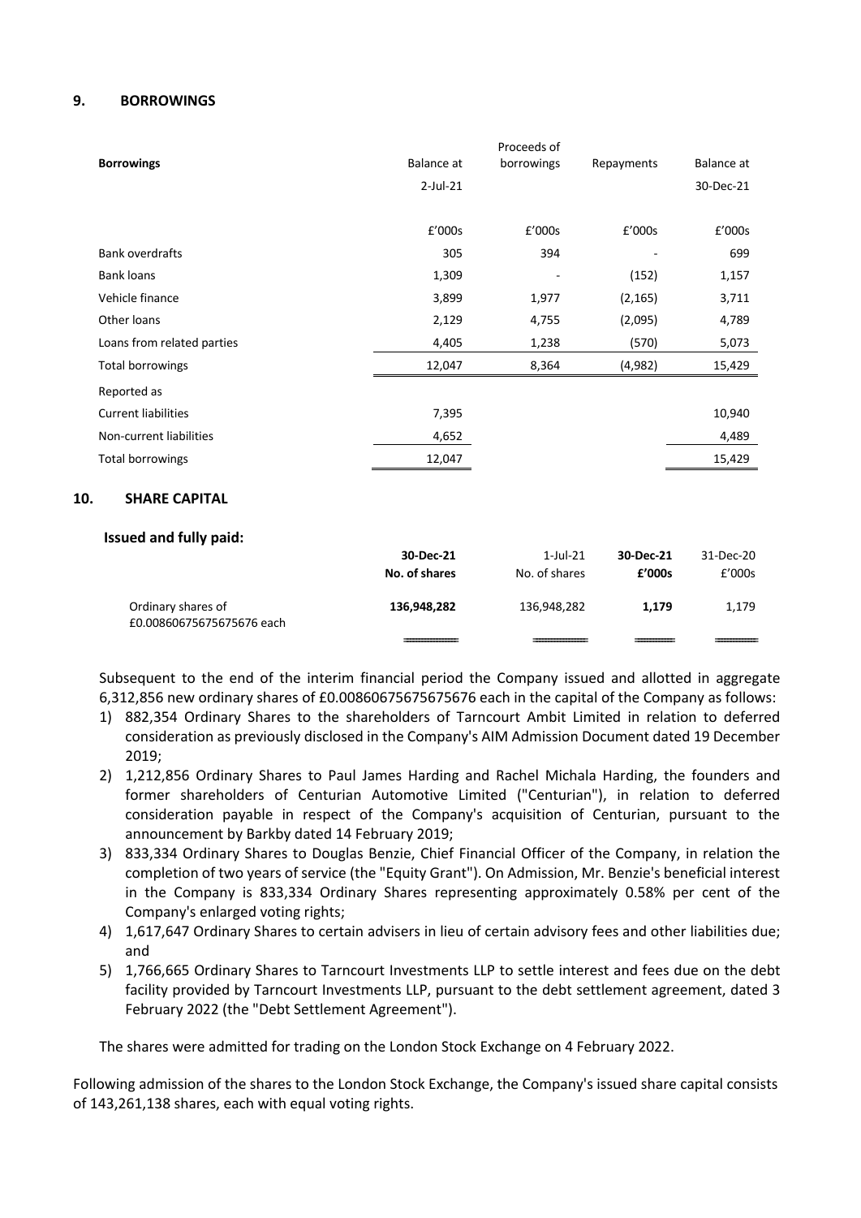## 9. BORROWINGS

| Borrowings | Balance at 2-Jul-21 | Proceeds of borrowings | Repayments | Balance at 30-Dec-21 |
|---|---|---|---|---|
| | £'000s | £'000s | £'000s | £'000s |
| Bank overdrafts | 305 | 394 | - | 699 |
| Bank loans | 1,309 | - | (152) | 1,157 |
| Vehicle finance | 3,899 | 1,977 | (2,165) | 3,711 |
| Other loans | 2,129 | 4,755 | (2,095) | 4,789 |
| Loans from related parties | 4,405 | 1,238 | (570) | 5,073 |
| Total borrowings | 12,047 | 8,364 | (4,982) | 15,429 |
| Reported as | | | | |
| Current liabilities | 7,395 | | | 10,940 |
| Non-current liabilities | 4,652 | | | 4,489 |
| Total borrowings | 12,047 | | | 15,429 |

## 10. SHARE CAPITAL

**Issued and fully paid:**

| | **30-Dec-21 No. of shares** | 1-Jul-21 No. of shares | **30-Dec-21 £'000s** | 31-Dec-20 £'000s |
|---|---|---|---|---|
| Ordinary shares of £0.00860675675675676 each | **136,948,282** | 136,948,282 | **1,179** | 1,179 |

Subsequent to the end of the interim financial period the Company issued and allotted in aggregate 6,312,856 new ordinary shares of £0.00860675675675676 each in the capital of the Company as follows:

1) 882,354 Ordinary Shares to the shareholders of Tarncourt Ambit Limited in relation to deferred consideration as previously disclosed in the Company's AIM Admission Document dated 19 December 2019;
2) 1,212,856 Ordinary Shares to Paul James Harding and Rachel Michala Harding, the founders and former shareholders of Centurian Automotive Limited ("Centurian"), in relation to deferred consideration payable in respect of the Company's acquisition of Centurian, pursuant to the announcement by Barkby dated 14 February 2019;
3) 833,334 Ordinary Shares to Douglas Benzie, Chief Financial Officer of the Company, in relation the completion of two years of service (the "Equity Grant"). On Admission, Mr. Benzie's beneficial interest in the Company is 833,334 Ordinary Shares representing approximately 0.58% per cent of the Company's enlarged voting rights;
4) 1,617,647 Ordinary Shares to certain advisers in lieu of certain advisory fees and other liabilities due; and
5) 1,766,665 Ordinary Shares to Tarncourt Investments LLP to settle interest and fees due on the debt facility provided by Tarncourt Investments LLP, pursuant to the debt settlement agreement, dated 3 February 2022 (the "Debt Settlement Agreement").

The shares were admitted for trading on the London Stock Exchange on 4 February 2022.

Following admission of the shares to the London Stock Exchange, the Company's issued share capital consists of 143,261,138 shares, each with equal voting rights.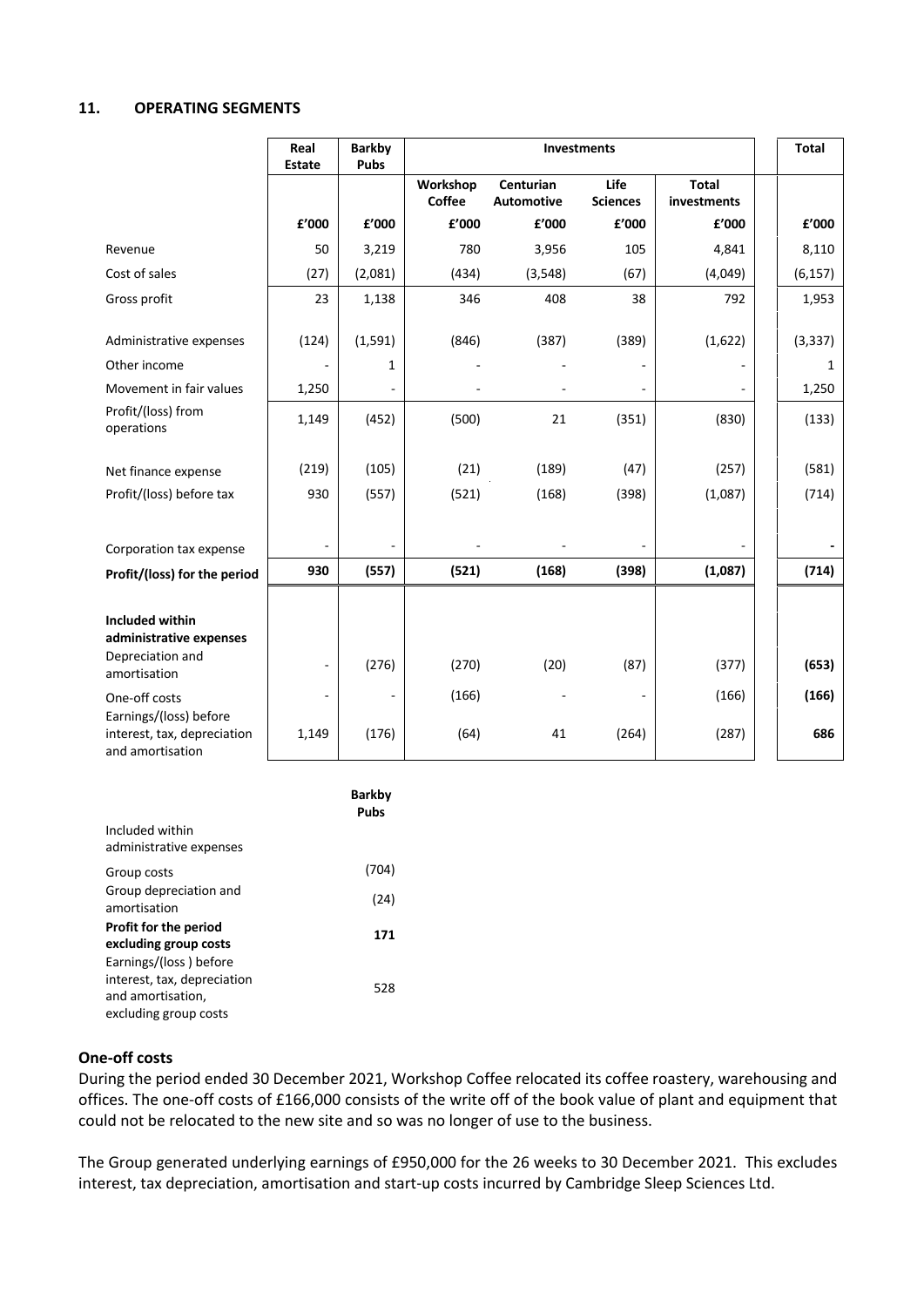## 11. OPERATING SEGMENTS

| | Real Estate | Barkby Pubs | Investments | | | | Total |
|---|---|---|---|---|---|---|---|
| | | | Workshop Coffee | Centurian Automotive | Life Sciences | Total investments | |
| | £'000 | £'000 | £'000 | £'000 | £'000 | £'000 | £'000 |
| Revenue | 50 | 3,219 | 780 | 3,956 | 105 | 4,841 | 8,110 |
| Cost of sales | (27) | (2,081) | (434) | (3,548) | (67) | (4,049) | (6,157) |
| Gross profit | 23 | 1,138 | 346 | 408 | 38 | 792 | 1,953 |
| Administrative expenses | (124) | (1,591) | (846) | (387) | (389) | (1,622) | (3,337) |
| Other income | - | 1 | - | - | - | - | 1 |
| Movement in fair values | 1,250 | - | - | - | - | - | 1,250 |
| Profit/(loss) from operations | 1,149 | (452) | (500) | 21 | (351) | (830) | (133) |
| Net finance expense | (219) | (105) | (21) | (189) | (47) | (257) | (581) |
| Profit/(loss) before tax | 930 | (557) | (521) | (168) | (398) | (1,087) | (714) |
| Corporation tax expense | - | - | - | - | - | - | - |
| **Profit/(loss) for the period** | **930** | **(557)** | **(521)** | **(168)** | **(398)** | **(1,087)** | **(714)** |
| **Included within administrative expenses** | | | | | | | |
| Depreciation and amortisation | - | (276) | (270) | (20) | (87) | (377) | **(653)** |
| One-off costs | - | - | (166) | - | - | (166) | **(166)** |
| Earnings/(loss) before interest, tax, depreciation and amortisation | 1,149 | (176) | (64) | 41 | (264) | (287) | **686** |

| | Barkby Pubs |
|---|---|
| Included within administrative expenses | |
| Group costs | (704) |
| Group depreciation and amortisation | (24) |
| **Profit for the period excluding group costs** | **171** |
| Earnings/(loss ) before interest, tax, depreciation and amortisation, excluding group costs | 528 |

### One-off costs

During the period ended 30 December 2021, Workshop Coffee relocated its coffee roastery, warehousing and offices. The one-off costs of £166,000 consists of the write off of the book value of plant and equipment that could not be relocated to the new site and so was no longer of use to the business.

The Group generated underlying earnings of £950,000 for the 26 weeks to 30 December 2021. This excludes interest, tax depreciation, amortisation and start-up costs incurred by Cambridge Sleep Sciences Ltd.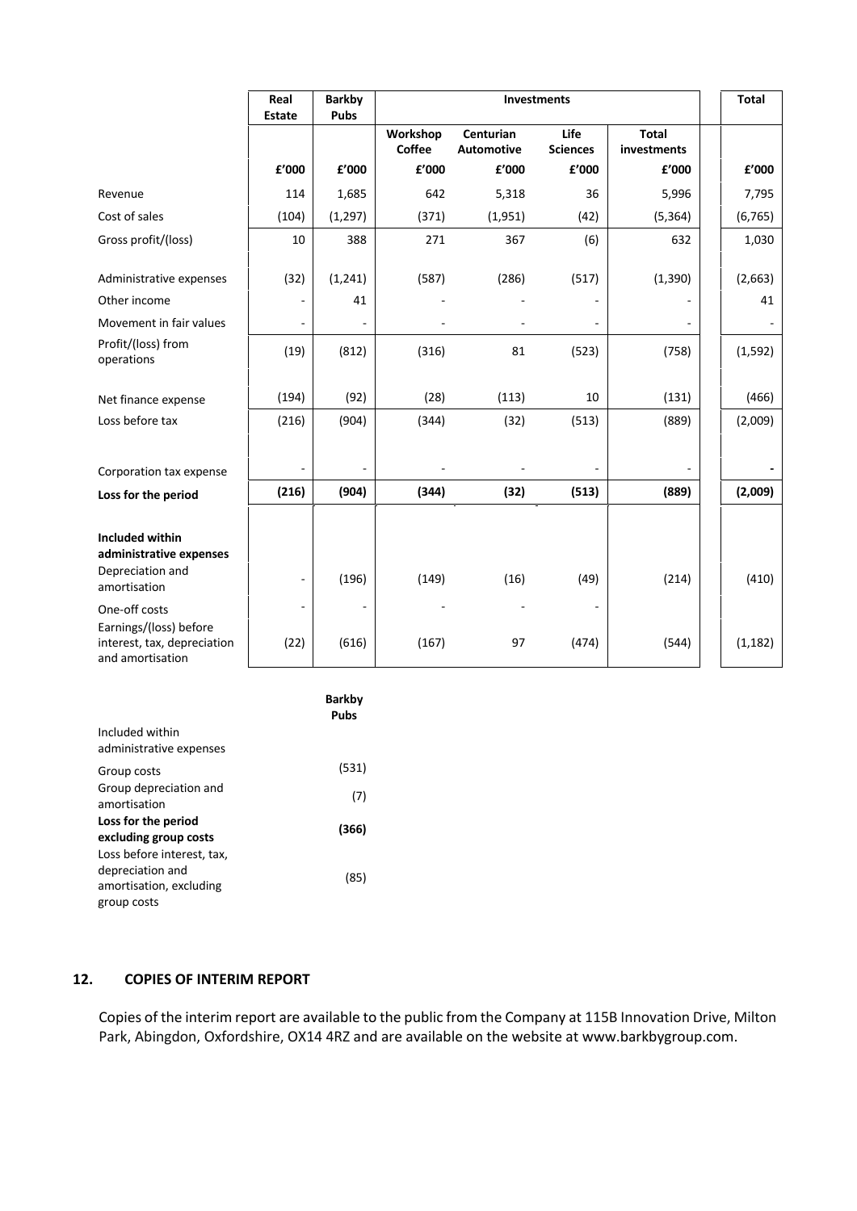| | Real Estate | Barkby Pubs | Investments | | | | Total |
|---|---|---|---|---|---|---|---|
| | | | Workshop Coffee | Centurian Automotive | Life Sciences | Total investments | |
| | £'000 | £'000 | £'000 | £'000 | £'000 | £'000 | £'000 |
| Revenue | 114 | 1,685 | 642 | 5,318 | 36 | 5,996 | 7,795 |
| Cost of sales | (104) | (1,297) | (371) | (1,951) | (42) | (5,364) | (6,765) |
| Gross profit/(loss) | 10 | 388 | 271 | 367 | (6) | 632 | 1,030 |
| Administrative expenses | (32) | (1,241) | (587) | (286) | (517) | (1,390) | (2,663) |
| Other income | - | 41 | - | - | - | - | 41 |
| Movement in fair values | - | - | - | - | - | - | - |
| Profit/(loss) from operations | (19) | (812) | (316) | 81 | (523) | (758) | (1,592) |
| Net finance expense | (194) | (92) | (28) | (113) | 10 | (131) | (466) |
| Loss before tax | (216) | (904) | (344) | (32) | (513) | (889) | (2,009) |
| Corporation tax expense | - | - | - | - | - | - | - |
| **Loss for the period** | **(216)** | **(904)** | **(344)** | **(32)** | **(513)** | **(889)** | **(2,009)** |
| **Included within administrative expenses** | | | | | | | |
| Depreciation and amortisation | - | (196) | (149) | (16) | (49) | (214) | (410) |
| One-off costs | - | - | - | - | - | | |
| Earnings/(loss) before interest, tax, depreciation and amortisation | (22) | (616) | (167) | 97 | (474) | (544) | (1,182) |

| | Barkby Pubs |
|---|---|
| Included within administrative expenses | |
| Group costs | (531) |
| Group depreciation and amortisation | (7) |
| **Loss for the period excluding group costs** | **(366)** |
| Loss before interest, tax, depreciation and amortisation, excluding group costs | (85) |

## 12. COPIES OF INTERIM REPORT

Copies of the interim report are available to the public from the Company at 115B Innovation Drive, Milton Park, Abingdon, Oxfordshire, OX14 4RZ and are available on the website at www.barkbygroup.com.